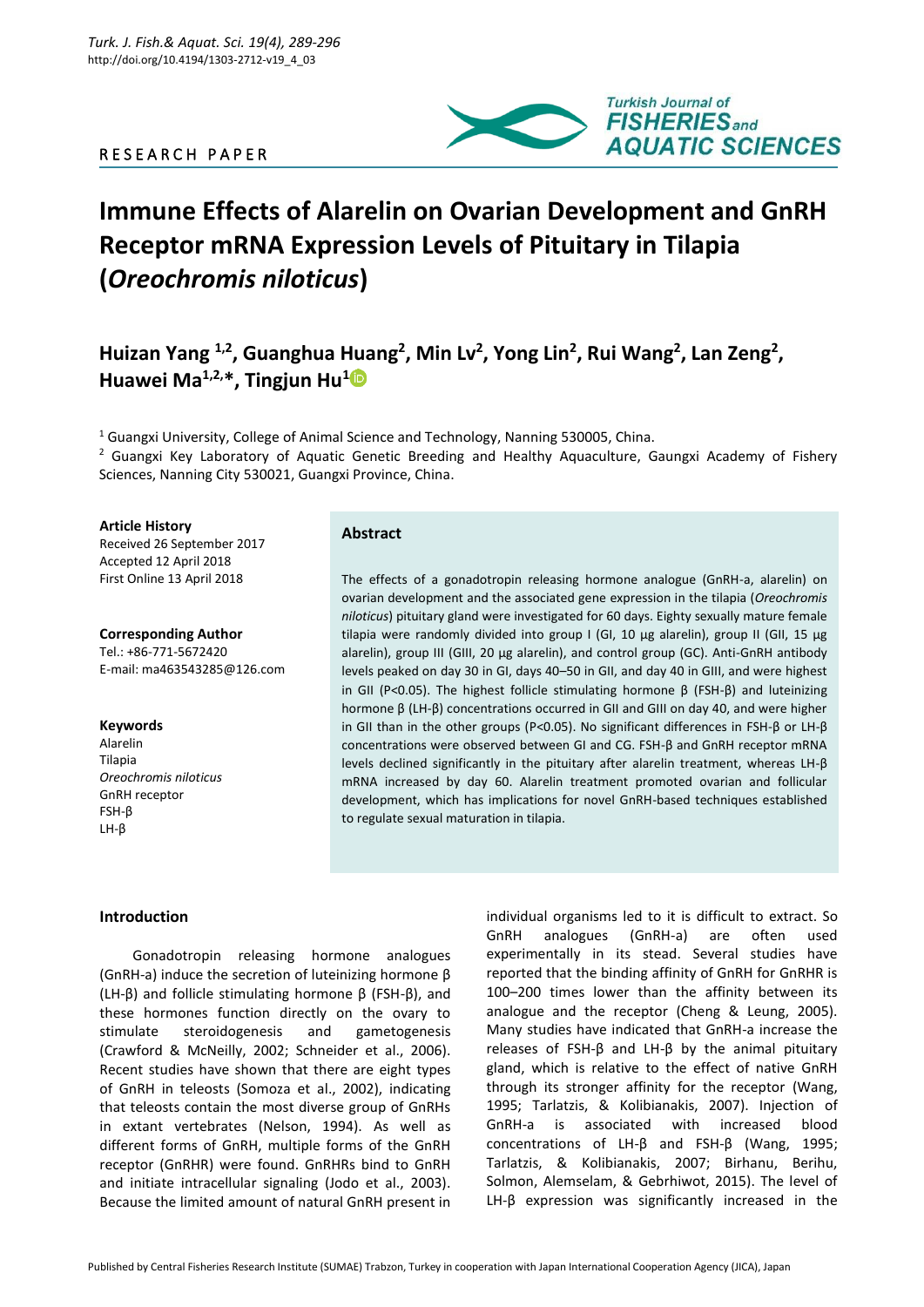RESEARCH PAPER

# Immune Effects of Alarelin on Ovarian Development and GnRH Receptor mRNA Expression Levels of Pituitary in Tilapia (*Oreochromis niloticus*)

**Huizan Yang [1,2], Guanghua Huang[2], Min Lv[2], Yong Lin[2], Rui Wang[2], Lan Zeng[2], Huawei Ma[1,2,*], Tingjun Hu[1]**

[1] Guangxi University, College of Animal Science and Technology, Nanning 530005, China.

[2] Guangxi Key Laboratory of Aquatic Genetic Breeding and Healthy Aquaculture, Gaungxi Academy of Fishery Sciences, Nanning City 530021, Guangxi Province, China.

**Article History**
Received 26 September 2017
Accepted 12 April 2018
First Online 13 April 2018

**Corresponding Author**
Tel.: +86-771-5672420
E-mail: ma463543285@126.com

**Keywords**
Alarelin
Tilapia
*Oreochromis niloticus*
GnRH receptor
FSH-β
LH-β

## Abstract

The effects of a gonadotropin releasing hormone analogue (GnRH-a, alarelin) on ovarian development and the associated gene expression in the tilapia (*Oreochromis niloticus*) pituitary gland were investigated for 60 days. Eighty sexually mature female tilapia were randomly divided into group I (GI, 10 μg alarelin), group II (GII, 15 μg alarelin), group III (GIII, 20 μg alarelin), and control group (GC). Anti-GnRH antibody levels peaked on day 30 in GI, days 40–50 in GII, and day 40 in GIII, and were highest in GII ($P<0.05$). The highest follicle stimulating hormone β (FSH-β) and luteinizing hormone β (LH-β) concentrations occurred in GII and GIII on day 40, and were higher in GII than in the other groups ($P<0.05$). No significant differences in FSH-β or LH-β concentrations were observed between GI and CG. FSH-β and GnRH receptor mRNA levels declined significantly in the pituitary after alarelin treatment, whereas LH-β mRNA increased by day 60. Alarelin treatment promoted ovarian and follicular development, which has implications for novel GnRH-based techniques established to regulate sexual maturation in tilapia.

## Introduction

Gonadotropin releasing hormone analogues (GnRH-a) induce the secretion of luteinizing hormone β (LH-β) and follicle stimulating hormone β (FSH-β), and these hormones function directly on the ovary to stimulate steroidogenesis and gametogenesis (Crawford & McNeilly, 2002; Schneider et al., 2006). Recent studies have shown that there are eight types of GnRH in teleosts (Somoza et al., 2002), indicating that teleosts contain the most diverse group of GnRHs in extant vertebrates (Nelson, 1994). As well as different forms of GnRH, multiple forms of the GnRH receptor (GnRHR) were found. GnRHRs bind to GnRH and initiate intracellular signaling (Jodo et al., 2003). Because the limited amount of natural GnRH present in individual organisms led to it is difficult to extract. So GnRH analogues (GnRH-a) are often used experimentally in its stead. Several studies have reported that the binding affinity of GnRH for GnRHR is 100–200 times lower than the affinity between its analogue and the receptor (Cheng & Leung, 2005). Many studies have indicated that GnRH-a increase the releases of FSH-β and LH-β by the animal pituitary gland, which is relative to the effect of native GnRH through its stronger affinity for the receptor (Wang, 1995; Tarlatzis, & Kolibianakis, 2007). Injection of GnRH-a is associated with increased blood concentrations of LH-β and FSH-β (Wang, 1995; Tarlatzis, & Kolibianakis, 2007; Birhanu, Berihu, Solmon, Alemselam, & Gebrhiwot, 2015). The level of LH-β expression was significantly increased in the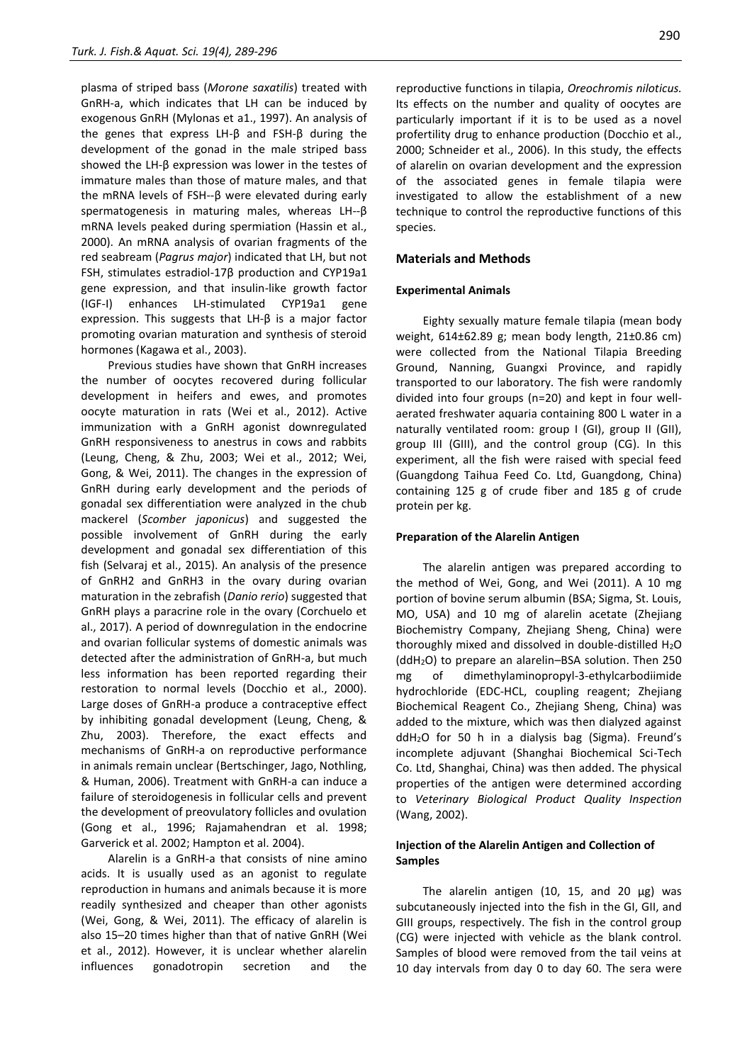plasma of striped bass (*Morone saxatilis*) treated with GnRH-a, which indicates that LH can be induced by exogenous GnRH (Mylonas et a1., 1997). An analysis of the genes that express LH-β and FSH-β during the development of the gonad in the male striped bass showed the LH-β expression was lower in the testes of immature males than those of mature males, and that the mRNA levels of FSH--β were elevated during early spermatogenesis in maturing males, whereas LH--β mRNA levels peaked during spermiation (Hassin et al., 2000). An mRNA analysis of ovarian fragments of the red seabream (*Pagrus major*) indicated that LH, but not FSH, stimulates estradiol-17β production and CYP19a1 gene expression, and that insulin-like growth factor (IGF-I) enhances LH-stimulated CYP19a1 gene expression. This suggests that LH-β is a major factor promoting ovarian maturation and synthesis of steroid hormones (Kagawa et al., 2003).

Previous studies have shown that GnRH increases the number of oocytes recovered during follicular development in heifers and ewes, and promotes oocyte maturation in rats (Wei et al., 2012). Active immunization with a GnRH agonist downregulated GnRH responsiveness to anestrus in cows and rabbits (Leung, Cheng, & Zhu, 2003; Wei et al., 2012; Wei, Gong, & Wei, 2011). The changes in the expression of GnRH during early development and the periods of gonadal sex differentiation were analyzed in the chub mackerel (*Scomber japonicus*) and suggested the possible involvement of GnRH during the early development and gonadal sex differentiation of this fish (Selvaraj et al., 2015). An analysis of the presence of GnRH2 and GnRH3 in the ovary during ovarian maturation in the zebrafish (*Danio rerio*) suggested that GnRH plays a paracrine role in the ovary (Corchuelo et al., 2017). A period of downregulation in the endocrine and ovarian follicular systems of domestic animals was detected after the administration of GnRH-a, but much less information has been reported regarding their restoration to normal levels (Docchio et al., 2000). Large doses of GnRH-a produce a contraceptive effect by inhibiting gonadal development (Leung, Cheng, & Zhu, 2003). Therefore, the exact effects and mechanisms of GnRH-a on reproductive performance in animals remain unclear (Bertschinger, Jago, Nothling, & Human, 2006). Treatment with GnRH-a can induce a failure of steroidogenesis in follicular cells and prevent the development of preovulatory follicles and ovulation (Gong et al., 1996; Rajamahendran et al. 1998; Garverick et al. 2002; Hampton et al. 2004).

Alarelin is a GnRH-a that consists of nine amino acids. It is usually used as an agonist to regulate reproduction in humans and animals because it is more readily synthesized and cheaper than other agonists (Wei, Gong, & Wei, 2011). The efficacy of alarelin is also 15–20 times higher than that of native GnRH (Wei et al., 2012). However, it is unclear whether alarelin influences gonadotropin secretion and the reproductive functions in tilapia, *Oreochromis niloticus.* Its effects on the number and quality of oocytes are particularly important if it is to be used as a novel profertility drug to enhance production (Docchio et al., 2000; Schneider et al., 2006). In this study, the effects of alarelin on ovarian development and the expression of the associated genes in female tilapia were investigated to allow the establishment of a new technique to control the reproductive functions of this species.

## Materials and Methods

### Experimental Animals

Eighty sexually mature female tilapia (mean body weight, 614±62.89 g; mean body length, 21±0.86 cm) were collected from the National Tilapia Breeding Ground, Nanning, Guangxi Province, and rapidly transported to our laboratory. The fish were randomly divided into four groups (n=20) and kept in four well-aerated freshwater aquaria containing 800 L water in a naturally ventilated room: group I (GI), group II (GII), group III (GIII), and the control group (CG). In this experiment, all the fish were raised with special feed (Guangdong Taihua Feed Co. Ltd, Guangdong, China) containing 125 g of crude fiber and 185 g of crude protein per kg.

### Preparation of the Alarelin Antigen

The alarelin antigen was prepared according to the method of Wei, Gong, and Wei (2011). A 10 mg portion of bovine serum albumin (BSA; Sigma, St. Louis, MO, USA) and 10 mg of alarelin acetate (Zhejiang Biochemistry Company, Zhejiang Sheng, China) were thoroughly mixed and dissolved in double-distilled $H_2O$ (dd$H_2O$) to prepare an alarelin–BSA solution. Then 250 mg of dimethylaminopropyl-3-ethylcarbodiimide hydrochloride (EDC-HCL, coupling reagent; Zhejiang Biochemical Reagent Co., Zhejiang Sheng, China) was added to the mixture, which was then dialyzed against dd$H_2O$ for 50 h in a dialysis bag (Sigma). Freund's incomplete adjuvant (Shanghai Biochemical Sci-Tech Co. Ltd, Shanghai, China) was then added. The physical properties of the antigen were determined according to *Veterinary Biological Product Quality Inspection* (Wang, 2002).

### Injection of the Alarelin Antigen and Collection of Samples

The alarelin antigen (10, 15, and 20 μg) was subcutaneously injected into the fish in the GI, GII, and GIII groups, respectively. The fish in the control group (CG) were injected with vehicle as the blank control. Samples of blood were removed from the tail veins at 10 day intervals from day 0 to day 60. The sera were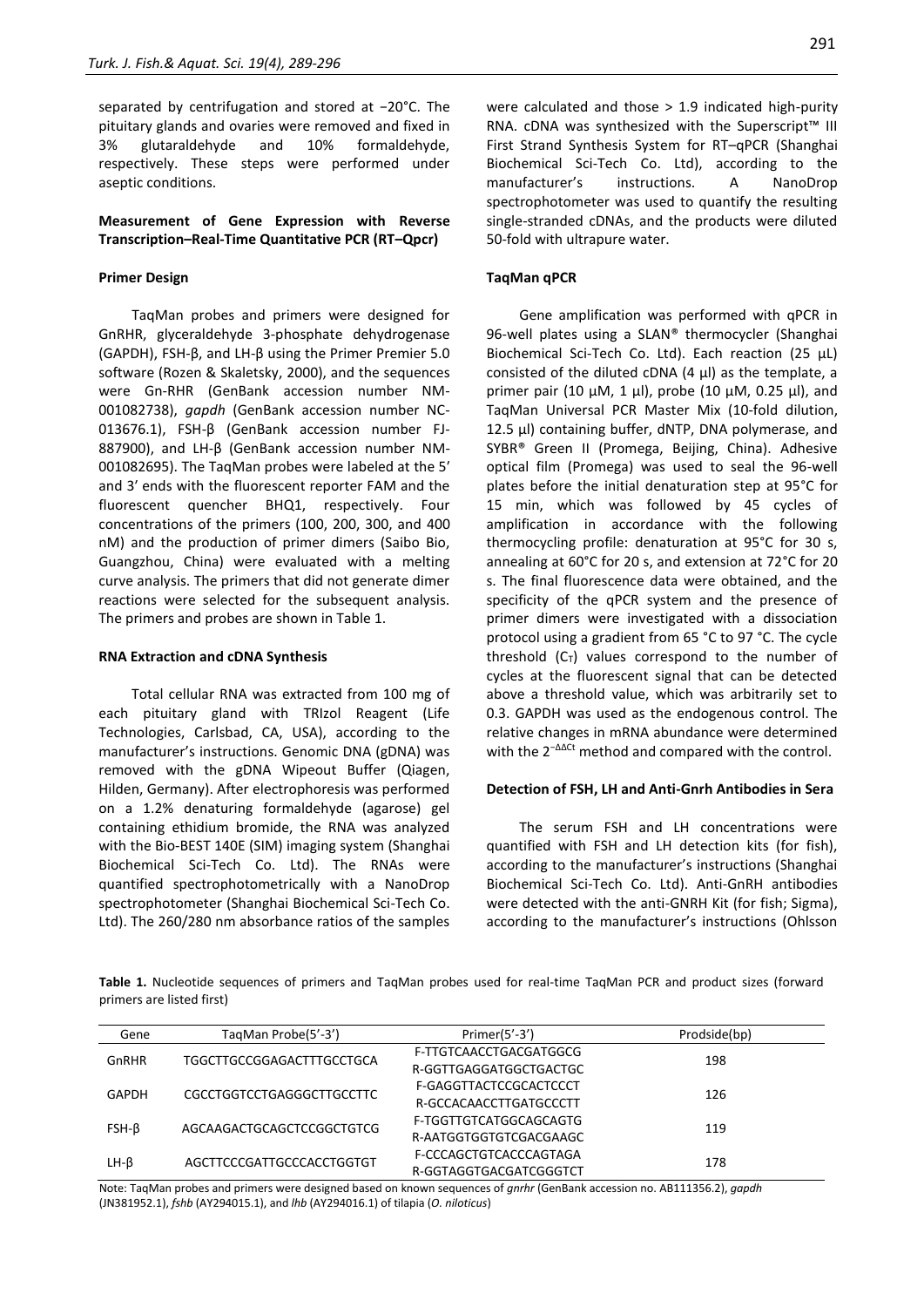separated by centrifugation and stored at −20°C. The pituitary glands and ovaries were removed and fixed in 3% glutaraldehyde and 10% formaldehyde, respectively. These steps were performed under aseptic conditions.

### Measurement of Gene Expression with Reverse Transcription–Real-Time Quantitative PCR (RT–Qpcr)

#### Primer Design

TaqMan probes and primers were designed for GnRHR, glyceraldehyde 3-phosphate dehydrogenase (GAPDH), FSH-β, and LH-β using the Primer Premier 5.0 software (Rozen & Skaletsky, 2000), and the sequences were Gn-RHR (GenBank accession number NM-001082738), *gapdh* (GenBank accession number NC-013676.1), FSH-β (GenBank accession number FJ-887900), and LH-β (GenBank accession number NM-001082695). The TaqMan probes were labeled at the 5' and 3' ends with the fluorescent reporter FAM and the fluorescent quencher BHQ1, respectively. Four concentrations of the primers (100, 200, 300, and 400 nM) and the production of primer dimers (Saibo Bio, Guangzhou, China) were evaluated with a melting curve analysis. The primers that did not generate dimer reactions were selected for the subsequent analysis. The primers and probes are shown in Table 1.

#### RNA Extraction and cDNA Synthesis

Total cellular RNA was extracted from 100 mg of each pituitary gland with TRIzol Reagent (Life Technologies, Carlsbad, CA, USA), according to the manufacturer's instructions. Genomic DNA (gDNA) was removed with the gDNA Wipeout Buffer (Qiagen, Hilden, Germany). After electrophoresis was performed on a 1.2% denaturing formaldehyde (agarose) gel containing ethidium bromide, the RNA was analyzed with the Bio-BEST 140E (SIM) imaging system (Shanghai Biochemical Sci-Tech Co. Ltd). The RNAs were quantified spectrophotometrically with a NanoDrop spectrophotometer (Shanghai Biochemical Sci-Tech Co. Ltd). The 260/280 nm absorbance ratios of the samples were calculated and those > 1.9 indicated high-purity RNA. cDNA was synthesized with the Superscript™ III First Strand Synthesis System for RT–qPCR (Shanghai Biochemical Sci-Tech Co. Ltd), according to the manufacturer's instructions. A NanoDrop spectrophotometer was used to quantify the resulting single-stranded cDNAs, and the products were diluted 50-fold with ultrapure water.

#### TaqMan qPCR

Gene amplification was performed with qPCR in 96-well plates using a SLAN® thermocycler (Shanghai Biochemical Sci-Tech Co. Ltd). Each reaction (25 µL) consisted of the diluted cDNA (4 µl) as the template, a primer pair (10 µM, 1 µl), probe (10 µM, 0.25 µl), and TaqMan Universal PCR Master Mix (10-fold dilution, 12.5 µl) containing buffer, dNTP, DNA polymerase, and SYBR® Green II (Promega, Beijing, China). Adhesive optical film (Promega) was used to seal the 96-well plates before the initial denaturation step at 95°C for 15 min, which was followed by 45 cycles of amplification in accordance with the following thermocycling profile: denaturation at 95°C for 30 s, annealing at 60°C for 20 s, and extension at 72°C for 20 s. The final fluorescence data were obtained, and the specificity of the qPCR system and the presence of primer dimers were investigated with a dissociation protocol using a gradient from 65 °C to 97 °C. The cycle threshold ($C_T$) values correspond to the number of cycles at the fluorescent signal that can be detected above a threshold value, which was arbitrarily set to 0.3. GAPDH was used as the endogenous control. The relative changes in mRNA abundance were determined with the $2^{-\Delta\Delta Ct}$ method and compared with the control.

### Detection of FSH, LH and Anti-Gnrh Antibodies in Sera

The serum FSH and LH concentrations were quantified with FSH and LH detection kits (for fish), according to the manufacturer's instructions (Shanghai Biochemical Sci-Tech Co. Ltd). Anti-GnRH antibodies were detected with the anti-GNRH Kit (for fish; Sigma), according to the manufacturer's instructions (Ohlsson

**Table 1.** Nucleotide sequences of primers and TaqMan probes used for real-time TaqMan PCR and product sizes (forward primers are listed first)

| Gene | TaqMan Probe(5'-3') | Primer(5'-3') | Prodside(bp) |
|---|---|---|---|
| GnRHR | TGGCTTGCCGGAGACTTTGCCTGCA | F-TTGTCAACCTGACGATGGCG<br>R-GGTTGAGGATGGCTGACTGC | 198 |
| GAPDH | CGCCTGGTCCTGAGGGCTTGCCTTC | F-GAGGTTACTCCGCACTCCCT<br>R-GCCACAACCTTGATGCCCTT | 126 |
| FSH-β | AGCAAGACTGCAGCTCCGGCTGTCG | F-TGGTTGTCATGGCAGCAGTG<br>R-AATGGTGGTGTCGACGAAGC | 119 |
| LH-β | AGCTTCCCGATTGCCCACCTGGTGT | F-CCCAGCTGTCACCCAGTAGA<br>R-GGTAGGTGACGATCGGGTCT | 178 |

Note: TaqMan probes and primers were designed based on known sequences of *gnrhr* (GenBank accession no. AB111356.2), *gapdh* (JN381952.1), *fshb* (AY294015.1), and *lhb* (AY294016.1) of tilapia (*O. niloticus*)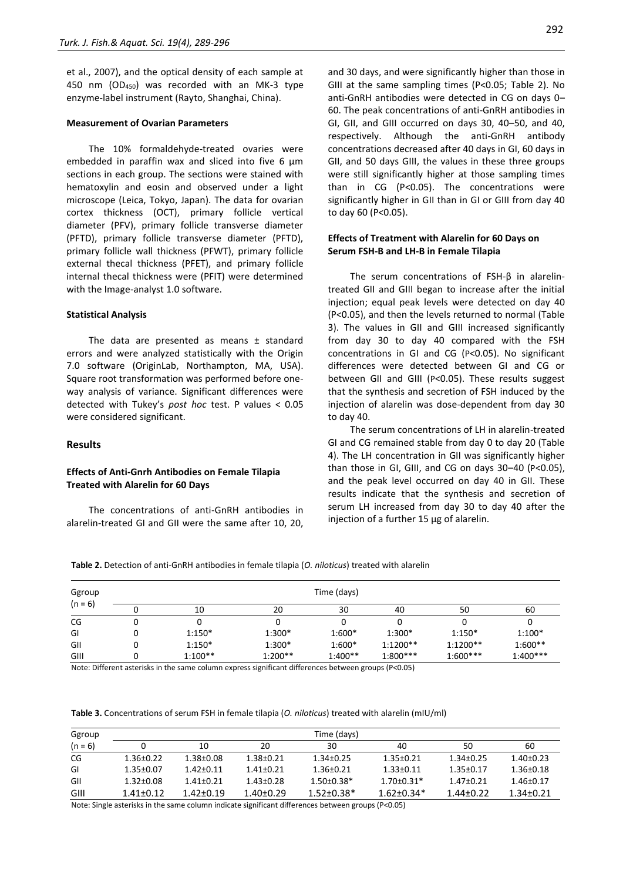et al., 2007), and the optical density of each sample at 450 nm ($OD_{450}$) was recorded with an MK-3 type enzyme-label instrument (Rayto, Shanghai, China).

### Measurement of Ovarian Parameters

The 10% formaldehyde-treated ovaries were embedded in paraffin wax and sliced into five 6 µm sections in each group. The sections were stained with hematoxylin and eosin and observed under a light microscope (Leica, Tokyo, Japan). The data for ovarian cortex thickness (OCT), primary follicle vertical diameter (PFV), primary follicle transverse diameter (PFTD), primary follicle transverse diameter (PFTD), primary follicle wall thickness (PFWT), primary follicle external thecal thickness (PFET), and primary follicle internal thecal thickness were (PFIT) were determined with the Image-analyst 1.0 software.

### Statistical Analysis

The data are presented as means ± standard errors and were analyzed statistically with the Origin 7.0 software (OriginLab, Northampton, MA, USA). Square root transformation was performed before one-way analysis of variance. Significant differences were detected with Tukey's *post hoc* test. P values < 0.05 were considered significant.

## Results

### Effects of Anti-Gnrh Antibodies on Female Tilapia Treated with Alarelin for 60 Days

The concentrations of anti-GnRH antibodies in alarelin-treated GI and GII were the same after 10, 20, and 30 days, and were significantly higher than those in GIII at the same sampling times (P<0.05; Table 2). No anti-GnRH antibodies were detected in CG on days 0–60. The peak concentrations of anti-GnRH antibodies in GI, GII, and GIII occurred on days 30, 40–50, and 40, respectively. Although the anti-GnRH antibody concentrations decreased after 40 days in GI, 60 days in GII, and 50 days GIII, the values in these three groups were still significantly higher at those sampling times than in CG (P<0.05). The concentrations were significantly higher in GII than in GI or GIII from day 40 to day 60 (P<0.05).

### Effects of Treatment with Alarelin for 60 Days on Serum FSH-Β and LH-Β in Female Tilapia

The serum concentrations of FSH-β in alarelin-treated GII and GIII began to increase after the initial injection; equal peak levels were detected on day 40 (P<0.05), and then the levels returned to normal (Table 3). The values in GII and GIII increased significantly from day 30 to day 40 compared with the FSH concentrations in GI and CG (P<0.05). No significant differences were detected between GI and CG or between GII and GIII (P<0.05). These results suggest that the synthesis and secretion of FSH induced by the injection of alarelin was dose-dependent from day 30 to day 40.

The serum concentrations of LH in alarelin-treated GI and CG remained stable from day 0 to day 20 (Table 4). The LH concentration in GII was significantly higher than those in GI, GIII, and CG on days 30–40 (P<0.05), and the peak level occurred on day 40 in GII. These results indicate that the synthesis and secretion of serum LH increased from day 30 to day 40 after the injection of a further 15 µg of alarelin.

**Table 2.** Detection of anti-GnRH antibodies in female tilapia (*O. niloticus*) treated with alarelin

| Ggroup (n = 6) | Time (days) | | | | | | |
|---|---|---|---|---|---|---|---|
| | 0 | 10 | 20 | 30 | 40 | 50 | 60 |
| CG | 0 | 0 | 0 | 0 | 0 | 0 | 0 |
| GI | 0 | 1:150* | 1:300* | 1:600* | 1:300* | 1:150* | 1:100* |
| GII | 0 | 1:150* | 1:300* | 1:600* | 1:1200** | 1:1200** | 1:600** |
| GIII | 0 | 1:100** | 1:200** | 1:400** | 1:800*** | 1:600*** | 1:400*** |

Note: Different asterisks in the same column express significant differences between groups (P<0.05)

**Table 3.** Concentrations of serum FSH in female tilapia (*O. niloticus*) treated with alarelin (mIU/ml)

| Ggroup | Time (days) | | | | | | |
|---|---|---|---|---|---|---|---|
| (n = 6) | 0 | 10 | 20 | 30 | 40 | 50 | 60 |
| CG | 1.36±0.22 | 1.38±0.08 | 1.38±0.21 | 1.34±0.25 | 1.35±0.21 | 1.34±0.25 | 1.40±0.23 |
| GI | 1.35±0.07 | 1.42±0.11 | 1.41±0.21 | 1.36±0.21 | 1.33±0.11 | 1.35±0.17 | 1.36±0.18 |
| GII | 1.32±0.08 | 1.41±0.21 | 1.43±0.28 | 1.50±0.38* | 1.70±0.31* | 1.47±0.21 | 1.46±0.17 |
| GIII | 1.41±0.12 | 1.42±0.19 | 1.40±0.29 | 1.52±0.38* | 1.62±0.34* | 1.44±0.22 | 1.34±0.21 |

Note: Single asterisks in the same column indicate significant differences between groups (P<0.05)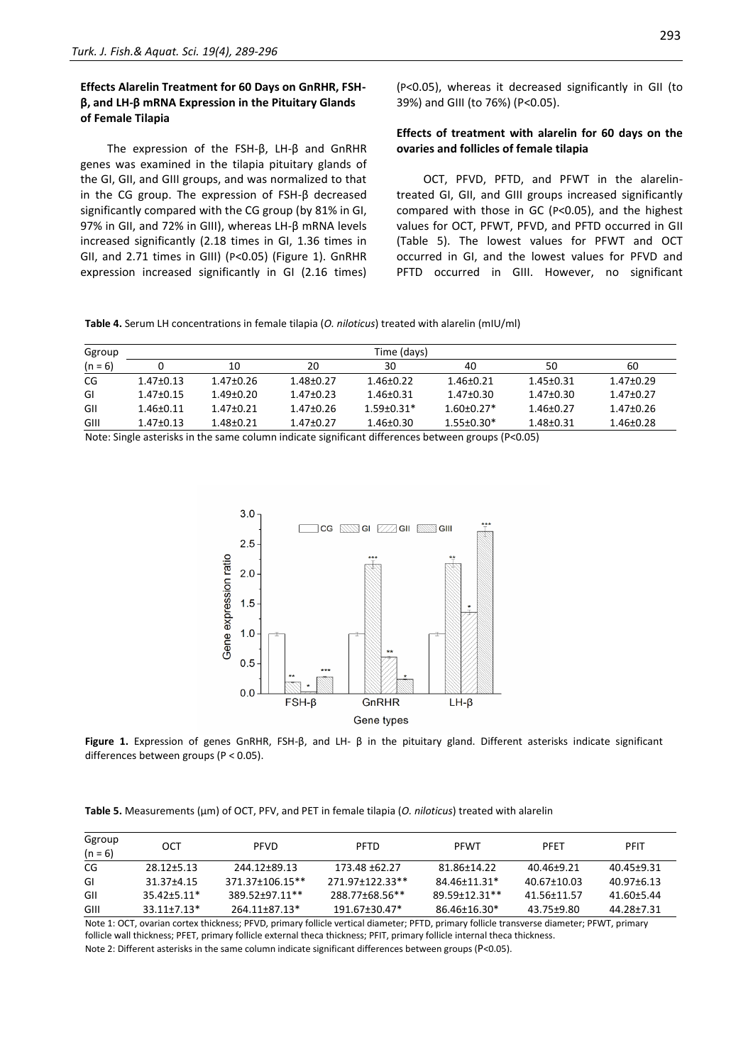### Effects Alarelin Treatment for 60 Days on GnRHR, FSH-β, and LH-β mRNA Expression in the Pituitary Glands of Female Tilapia

The expression of the FSH-β, LH-β and GnRHR genes was examined in the tilapia pituitary glands of the GI, GII, and GIII groups, and was normalized to that in the CG group. The expression of FSH-β decreased significantly compared with the CG group (by 81% in GI, 97% in GII, and 72% in GIII), whereas LH-β mRNA levels increased significantly (2.18 times in GI, 1.36 times in GII, and 2.71 times in GIII) ($P<0.05$) (Figure 1). GnRHR expression increased significantly in GI (2.16 times) ($P<0.05$), whereas it decreased significantly in GII (to 39%) and GIII (to 76%) ($P<0.05$).

### Effects of treatment with alarelin for 60 days on the ovaries and follicles of female tilapia

OCT, PFVD, PFTD, and PFWT in the alarelin-treated GI, GII, and GIII groups increased significantly compared with those in GC ($P<0.05$), and the highest values for OCT, PFWT, PFVD, and PFTD occurred in GII (Table 5). The lowest values for PFWT and OCT occurred in GI, and the lowest values for PFVD and PFTD occurred in GIII. However, no significant

**Table 4.** Serum LH concentrations in female tilapia (*O. niloticus*) treated with alarelin (mIU/ml)

| Ggroup (n = 6) | Time (days) | | | | | | |
|---|---|---|---|---|---|---|---|
| | 0 | 10 | 20 | 30 | 40 | 50 | 60 |
| CG | 1.47±0.13 | 1.47±0.26 | 1.48±0.27 | 1.46±0.22 | 1.46±0.21 | 1.45±0.31 | 1.47±0.29 |
| GI | 1.47±0.15 | 1.49±0.20 | 1.47±0.23 | 1.46±0.31 | 1.47±0.30 | 1.47±0.30 | 1.47±0.27 |
| GII | 1.46±0.11 | 1.47±0.21 | 1.47±0.26 | 1.59±0.31* | 1.60±0.27* | 1.46±0.27 | 1.47±0.26 |
| GIII | 1.47±0.13 | 1.48±0.21 | 1.47±0.27 | 1.46±0.30 | 1.55±0.30* | 1.48±0.31 | 1.46±0.28 |

Note: Single asterisks in the same column indicate significant differences between groups ($P<0.05$)

**Figure 1.** Expression of genes GnRHR, FSH-β, and LH- β in the pituitary gland. Different asterisks indicate significant differences between groups ($P < 0.05$).

**Table 5.** Measurements (μm) of OCT, PFV, and PET in female tilapia (*O. niloticus*) treated with alarelin

| Ggroup (n = 6) | OCT | PFVD | PFTD | PFWT | PFET | PFIT |
|---|---|---|---|---|---|---|
| CG | 28.12±5.13 | 244.12±89.13 | 173.48 ±62.27 | 81.86±14.22 | 40.46±9.21 | 40.45±9.31 |
| GI | 31.37±4.15 | 371.37±106.15** | 271.97±122.33** | 84.46±11.31* | 40.67±10.03 | 40.97±6.13 |
| GII | 35.42±5.11* | 389.52±97.11** | 288.77±68.56** | 89.59±12.31** | 41.56±11.57 | 41.60±5.44 |
| GIII | 33.11±7.13* | 264.11±87.13* | 191.67±30.47* | 86.46±16.30* | 43.75±9.80 | 44.28±7.31 |

Note 1: OCT, ovarian cortex thickness; PFVD, primary follicle vertical diameter; PFTD, primary follicle transverse diameter; PFWT, primary follicle wall thickness; PFET, primary follicle external theca thickness; PFIT, primary follicle internal theca thickness.

Note 2: Different asterisks in the same column indicate significant differences between groups ($P<0.05$).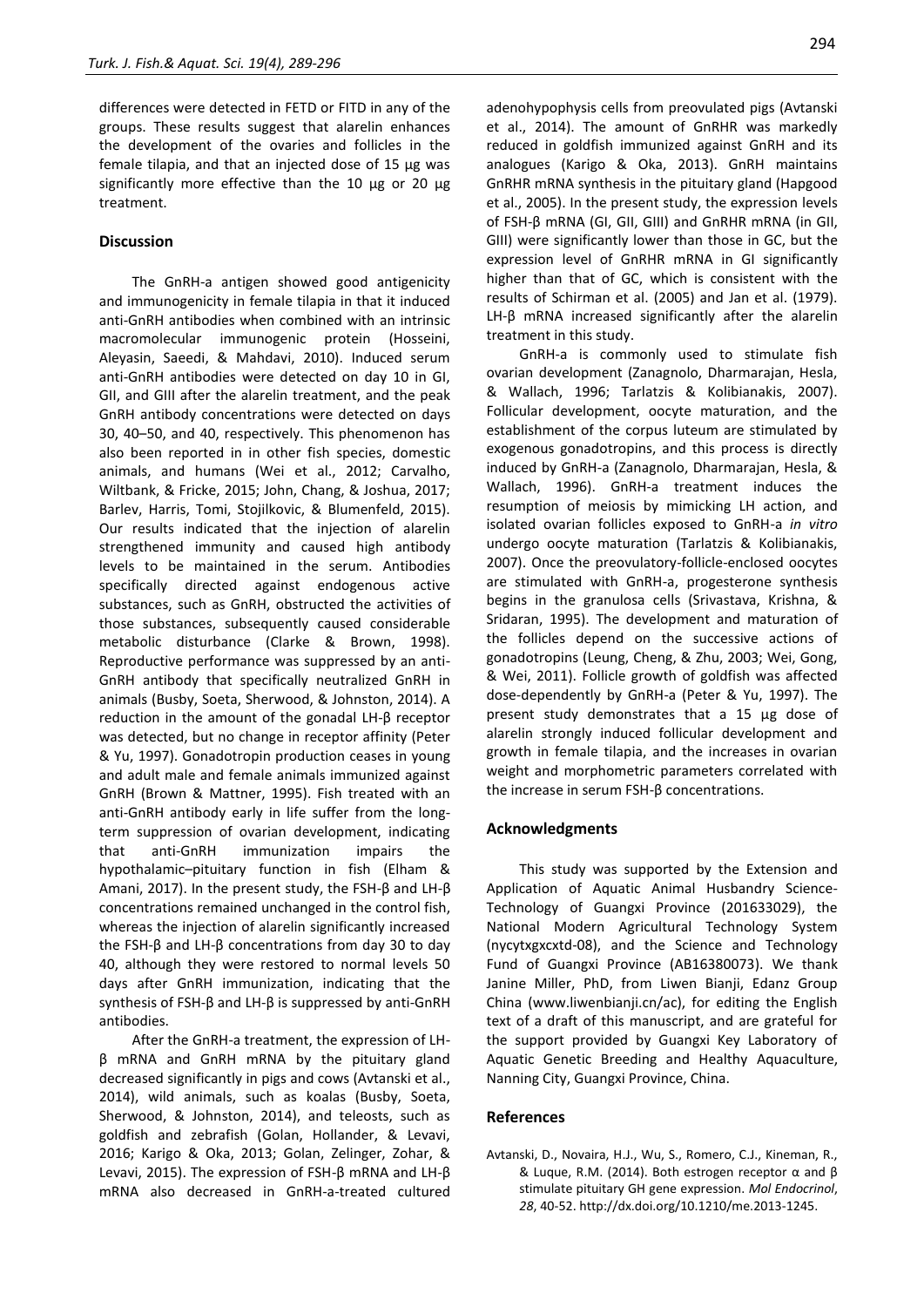differences were detected in FETD or FITD in any of the groups. These results suggest that alarelin enhances the development of the ovaries and follicles in the female tilapia, and that an injected dose of 15 µg was significantly more effective than the 10 µg or 20 µg treatment.

## Discussion

The GnRH-a antigen showed good antigenicity and immunogenicity in female tilapia in that it induced anti-GnRH antibodies when combined with an intrinsic macromolecular immunogenic protein (Hosseini, Aleyasin, Saeedi, & Mahdavi, 2010). Induced serum anti-GnRH antibodies were detected on day 10 in GI, GII, and GIII after the alarelin treatment, and the peak GnRH antibody concentrations were detected on days 30, 40–50, and 40, respectively. This phenomenon has also been reported in in other fish species, domestic animals, and humans (Wei et al., 2012; Carvalho, Wiltbank, & Fricke, 2015; John, Chang, & Joshua, 2017; Barlev, Harris, Tomi, Stojilkovic, & Blumenfeld, 2015). Our results indicated that the injection of alarelin strengthened immunity and caused high antibody levels to be maintained in the serum. Antibodies specifically directed against endogenous active substances, such as GnRH, obstructed the activities of those substances, subsequently caused considerable metabolic disturbance (Clarke & Brown, 1998). Reproductive performance was suppressed by an anti-GnRH antibody that specifically neutralized GnRH in animals (Busby, Soeta, Sherwood, & Johnston, 2014). A reduction in the amount of the gonadal LH-β receptor was detected, but no change in receptor affinity (Peter & Yu, 1997). Gonadotropin production ceases in young and adult male and female animals immunized against GnRH (Brown & Mattner, 1995). Fish treated with an anti-GnRH antibody early in life suffer from the long-term suppression of ovarian development, indicating that anti-GnRH immunization impairs the hypothalamic–pituitary function in fish (Elham & Amani, 2017). In the present study, the FSH-β and LH-β concentrations remained unchanged in the control fish, whereas the injection of alarelin significantly increased the FSH-β and LH-β concentrations from day 30 to day 40, although they were restored to normal levels 50 days after GnRH immunization, indicating that the synthesis of FSH-β and LH-β is suppressed by anti-GnRH antibodies.

After the GnRH-a treatment, the expression of LH-β mRNA and GnRH mRNA by the pituitary gland decreased significantly in pigs and cows (Avtanski et al., 2014), wild animals, such as koalas (Busby, Soeta, Sherwood, & Johnston, 2014), and teleosts, such as goldfish and zebrafish (Golan, Hollander, & Levavi, 2016; Karigo & Oka, 2013; Golan, Zelinger, Zohar, & Levavi, 2015). The expression of FSH-β mRNA and LH-β mRNA also decreased in GnRH-a-treated cultured adenohypophysis cells from preovulated pigs (Avtanski et al., 2014). The amount of GnRHR was markedly reduced in goldfish immunized against GnRH and its analogues (Karigo & Oka, 2013). GnRH maintains GnRHR mRNA synthesis in the pituitary gland (Hapgood et al., 2005). In the present study, the expression levels of FSH-β mRNA (GI, GII, GIII) and GnRHR mRNA (in GII, GIII) were significantly lower than those in GC, but the expression level of GnRHR mRNA in GI significantly higher than that of GC, which is consistent with the results of Schirman et al. (2005) and Jan et al. (1979). LH-β mRNA increased significantly after the alarelin treatment in this study.

GnRH-a is commonly used to stimulate fish ovarian development (Zanagnolo, Dharmarajan, Hesla, & Wallach, 1996; Tarlatzis & Kolibianakis, 2007). Follicular development, oocyte maturation, and the establishment of the corpus luteum are stimulated by exogenous gonadotropins, and this process is directly induced by GnRH-a (Zanagnolo, Dharmarajan, Hesla, & Wallach, 1996). GnRH-a treatment induces the resumption of meiosis by mimicking LH action, and isolated ovarian follicles exposed to GnRH-a *in vitro* undergo oocyte maturation (Tarlatzis & Kolibianakis, 2007). Once the preovulatory-follicle-enclosed oocytes are stimulated with GnRH-a, progesterone synthesis begins in the granulosa cells (Srivastava, Krishna, & Sridaran, 1995). The development and maturation of the follicles depend on the successive actions of gonadotropins (Leung, Cheng, & Zhu, 2003; Wei, Gong, & Wei, 2011). Follicle growth of goldfish was affected dose-dependently by GnRH-a (Peter & Yu, 1997). The present study demonstrates that a 15 µg dose of alarelin strongly induced follicular development and growth in female tilapia, and the increases in ovarian weight and morphometric parameters correlated with the increase in serum FSH-β concentrations.

## Acknowledgments

This study was supported by the Extension and Application of Aquatic Animal Husbandry Science-Technology of Guangxi Province (201633029), the National Modern Agricultural Technology System (nycytxgxcxtd-08), and the Science and Technology Fund of Guangxi Province (AB16380073). We thank Janine Miller, PhD, from Liwen Bianji, Edanz Group China (www.liwenbianji.cn/ac), for editing the English text of a draft of this manuscript, and are grateful for the support provided by Guangxi Key Laboratory of Aquatic Genetic Breeding and Healthy Aquaculture, Nanning City, Guangxi Province, China.

## References

Avtanski, D., Novaira, H.J., Wu, S., Romero, C.J., Kineman, R., & Luque, R.M. (2014). Both estrogen receptor α and β stimulate pituitary GH gene expression. *Mol Endocrinol*, *28*, 40-52. http://dx.doi.org/10.1210/me.2013-1245.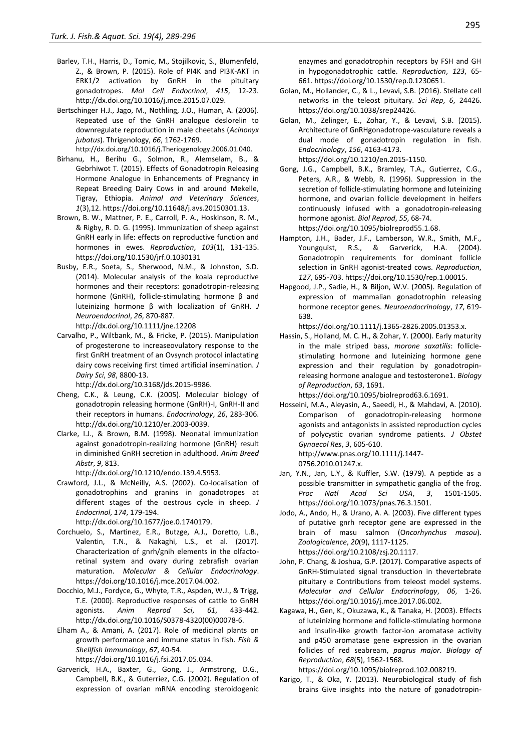Barlev, T.H., Harris, D., Tomic, M., Stojilkovic, S., Blumenfeld, Z., & Brown, P. (2015). Role of PI4K and PI3K-AKT in ERK1/2 activation by GnRH in the pituitary gonadotropes. *Mol Cell Endocrinol*, *415*, 12-23. http://dx.doi.org/10.1016/j.mce.2015.07.029.

Bertschinger H.J., Jago, M., Nothling, J.O., Human, A. (2006). Repeated use of the GnRH analogue deslorelin to downregulate reproduction in male cheetahs (*Acinonyx jubatus*). Thrigenology, *66*, 1762-1769. http://dx.doi.org/10.1016/j.Theriogenology.2006.01.040.

Birhanu, H., Berihu G., Solmon, R., Alemselam, B., & Gebrhiwot T. (2015). Effects of Gonadotropin Releasing Hormone Analogue in Enhancements of Pregnancy in Repeat Breeding Dairy Cows in and around Mekelle, Tigray, Ethiopia. *Animal and Veterinary Sciences*, *1*(3),12. https://doi.org/10.11648/j.avs.20150301.13.

Brown, B. W., Mattner, P. E., Carroll, P. A., Hoskinson, R. M., & Rigby, R. D. G. (1995). Immunization of sheep against GnRH early in life: effects on reproductive function and hormones in ewes. *Reproduction*, *103*(1), 131-135. https://doi.org/10.1530/jrf.0.1030131

Busby, E.R., Soeta, S., Sherwood, N.M., & Johnston, S.D. (2014). Molecular analysis of the koala reproductive hormones and their receptors: gonadotropin-releasing hormone (GnRH), follicle-stimulating hormone β and luteinizing hormone β with localization of GnRH. *J Neuroendocrinol*, *26*, 870-887. http://dx.doi.org/10.1111/jne.12208

Carvalho, P., Wiltbank, M., & Fricke, P. (2015). Manipulation of progesterone to increaseovulatory response to the first GnRH treatment of an Ovsynch protocol inlactating dairy cows receiving first timed artificial insemination. *J Dairy Sci*, *98*, 8800-13. http://dx.doi.org/10.3168/jds.2015-9986.

Cheng, C.K., & Leung, C.K. (2005). Molecular biology of gonadotropin releasing hormone (GnRH)-I, GnRH-II and their receptors in humans. *Endocrinology*, *26*, 283-306. http://dx.doi.org/10.1210/er.2003-0039.

Clarke, I.J., & Brown, B.M. (1998). Neonatal immunization against gonadotropin-realizing hormone (GnRH) result in diminished GnRH secretion in adulthood. *Anim Breed Abstr*, *9*, 813. http://dx.doi.org/10.1210/endo.139.4.5953.

Crawford, J.L., & McNeilly, A.S. (2002). Co-localisation of gonadotrophins and granins in gonadotropes at different stages of the oestrous cycle in sheep. *J Endocrinol*, *174*, 179-194. http://dx.doi.org/10.1677/joe.0.1740179.

Corchuelo, S., Martinez, E.R., Butzge, A.J., Doretto, L.B., Valentin, T.N., & Nakaghi, L.S., et al. (2017). Characterization of gnrh/gnih elements in the olfacto-retinal system and ovary during zebrafish ovarian maturation. *Molecular & Cellular Endocrinology*. https://doi.org/10.1016/j.mce.2017.04.002.

Docchio, M.J., Fordyce, G., Whyte, T.R., Aspden, W.J., & Trigg, T.E. (2000). Reproductive responses of cattle to GnRH agonists. *Anim Reprod Sci*, *61*, 433-442. http://dx.doi.org/10.1016/S0378-4320(00)00078-6.

Elham A., & Amani, A. (2017). Role of medicinal plants on growth performance and immune status in fish. *Fish & Shellfish Immunology*, *67*, 40-54. https://doi.org/10.1016/j.fsi.2017.05.034.

Garverick, H.A., Baxter, G., Gong, J., Armstrong, D.G., Campbell, B.K., & Guterriez, C.G. (2002). Regulation of expression of ovarian mRNA encoding steroidogenic enzymes and gonadotrophin receptors by FSH and GH in hypogonadotrophic cattle. *Reproduction*, *123*, 65-661. https://doi.org/10.1530/rep.0.1230651.

Golan, M., Hollander, C., & L., Levavi, S.B. (2016). Stellate cell networks in the teleost pituitary. *Sci Rep*, *6*, 24426. https://doi.org/10.1038/srep24426.

Golan, M., Zelinger, E., Zohar, Y., & Levavi, S.B. (2015). Architecture of GnRHgonadotrope-vasculature reveals a dual mode of gonadotropin regulation in fish. *Endocrinology*, *156*, 4163-4173. https://doi.org/10.1210/en.2015-1150.

Gong, J.G., Campbell, B.K., Bramley, T.A., Gutierrez, C.G., Peters, A.R., & Webb, R. (1996). Suppression in the secretion of follicle-stimulating hormone and luteinizing hormone, and ovarian follicle development in heifers continuously infused with a gonadotropin-releasing hormone agonist. *Biol Reprod*, *55*, 68-74. https://doi.org/10.1095/biolreprod55.1.68.

Hampton, J.H., Bader, J.F., Lamberson, W.R., Smith, M.F., Youngquist, R.S., & Garverick, H.A. (2004). Gonadotropin requirements for dominant follicle selection in GnRH agonist-treated cows. *Reproduction*, *127*, 695-703. https://doi.org/10.1530/rep.1.00015.

Hapgood, J.P., Sadie, H., & Biljon, W.V. (2005). Regulation of expression of mammalian gonadotrophin releasing hormone receptor genes. *Neuroendocrinology*, *17*, 619-638. https://doi.org/10.1111/j.1365-2826.2005.01353.x.

Hassin, S., Holland, M. C. H., & Zohar, Y. (2000). Early maturity in the male striped bass, *morone saxatilis*: follicle-stimulating hormone and luteinizing hormone gene expression and their regulation by gonadotropin-releasing hormone analogue and testosterone1. *Biology of Reproduction*, *63*, 1691. https://doi.org/10.1095/biolreprod63.6.1691.

Hosseini, M.A., Aleyasin, A., Saeedi, H., & Mahdavi, A. (2010). Comparison of gonadotropin-releasing hormone agonists and antagonists in assisted reproduction cycles of polycystic ovarian syndrome patients. *J Obstet Gynaecol Res*, *3*, 605-610. http://www.pnas.org/10.1111/j.1447-0756.2010.01247.x.

Jan, Y.N., Jan, L.Y., & Kuffler, S.W. (1979). A peptide as a possible transmitter in sympathetic ganglia of the frog. *Proc Natl Acad Sci USA*, *3*, 1501-1505. https://doi.org/10.1073/pnas.76.3.1501.

Jodo, A., Ando, H., & Urano, A. A. (2003). Five different types of putative gnrh receptor gene are expressed in the brain of masu salmon (*Oncorhynchus masou*). *Zoologicalence*, *20*(9), 1117-1125. https://doi.org/10.2108/zsj.20.1117.

John, P. Chang, & Joshua, G.P. (2017). Comparative aspects of GnRH-Stimulated signal transduction in thevertebrate pituitary e Contributions from teleost model systems. *Molecular and Cellular Endocrinology*, *06*, 1-26. https://doi.org/10.1016/j.mce.2017.06.002.

Kagawa, H., Gen, K., Okuzawa, K., & Tanaka, H. (2003). Effects of luteinizing hormone and follicle-stimulating hormone and insulin-like growth factor-ion aromatase activity and p450 aromatase gene expression in the ovarian follicles of red seabream, *pagrus major*. *Biology of Reproduction*, *68*(5), 1562-1568. https://doi.org/10.1095/biolreprod.102.008219.

Karigo, T., & Oka, Y. (2013). Neurobiological study of fish brains Give insights into the nature of gonadotropin-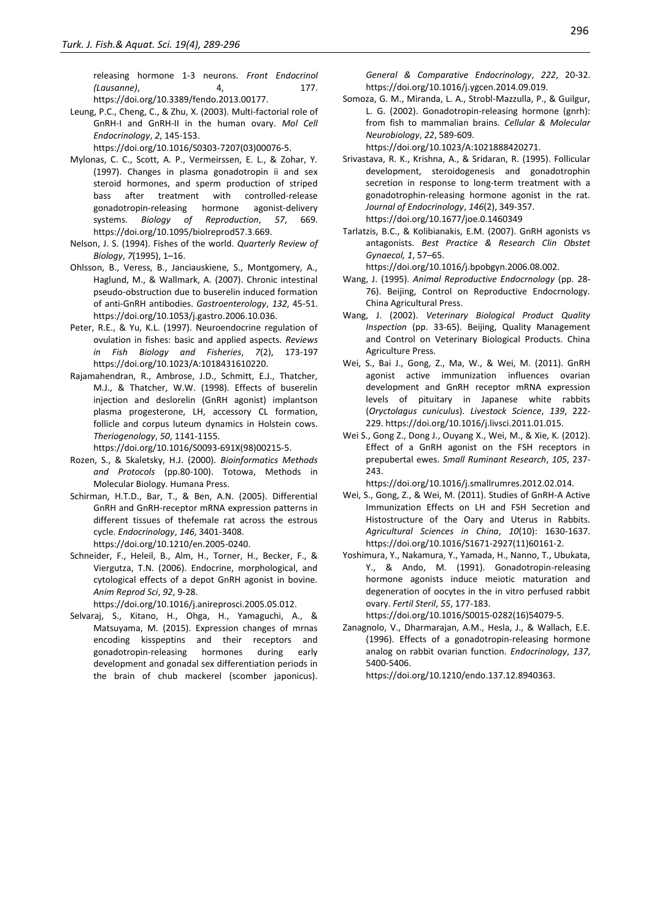releasing hormone 1-3 neurons. *Front Endocrinol (Lausanne)*, 4, 177. https://doi.org/10.3389/fendo.2013.00177.

Leung, P.C., Cheng, C., & Zhu, X. (2003). Multi-factorial role of GnRH-I and GnRH-II in the human ovary. *Mol Cell Endocrinology*, *2*, 145-153. https://doi.org/10.1016/S0303-7207(03)00076-5.

Mylonas, C. C., Scott, A. P., Vermeirssen, E. L., & Zohar, Y. (1997). Changes in plasma gonadotropin ii and sex steroid hormones, and sperm production of striped bass after treatment with controlled-release gonadotropin-releasing hormone agonist-delivery systems. *Biology of Reproduction*, *57*, 669. https://doi.org/10.1095/biolreprod57.3.669.

Nelson, J. S. (1994). Fishes of the world. *Quarterly Review of Biology*, *7*(1995), 1–16.

Ohlsson, B., Veress, B., Janciauskiene, S., Montgomery, A., Haglund, M., & Wallmark, A. (2007). Chronic intestinal pseudo-obstruction due to buserelin induced formation of anti-GnRH antibodies. *Gastroenterology*, *132*, 45-51. https://doi.org/10.1053/j.gastro.2006.10.036.

Peter, R.E., & Yu, K.L. (1997). Neuroendocrine regulation of ovulation in fishes: basic and applied aspects. *Reviews in Fish Biology and Fisheries*, *7*(2), 173-197 https://doi.org/10.1023/A:1018431610220.

Rajamahendran, R., Ambrose, J.D., Schmitt, E.J., Thatcher, M.J., & Thatcher, W.W. (1998). Effects of buserelin injection and deslorelin (GnRH agonist) implantson plasma progesterone, LH, accessory CL formation, follicle and corpus luteum dynamics in Holstein cows. *Theriogenology*, *50*, 1141-1155. https://doi.org/10.1016/S0093-691X(98)00215-5.

Rozen, S., & Skaletsky, H.J. (2000). *Bioinformatics Methods and Protocols* (pp.80-100). Totowa, Methods in Molecular Biology. Humana Press.

Schirman, H.T.D., Bar, T., & Ben, A.N. (2005). Differential GnRH and GnRH-receptor mRNA expression patterns in different tissues of thefemale rat across the estrous cycle. *Endocrinology*, *146*, 3401-3408. https://doi.org/10.1210/en.2005-0240.

Schneider, F., Heleil, B., Alm, H., Torner, H., Becker, F., & Viergutza, T.N. (2006). Endocrine, morphological, and cytological effects of a depot GnRH agonist in bovine. *Anim Reprod Sci*, *92*, 9-28. https://doi.org/10.1016/j.anireprosci.2005.05.012.

Selvaraj, S., Kitano, H., Ohga, H., Yamaguchi, A., & Matsuyama, M. (2015). Expression changes of mrnas encoding kisspeptins and their receptors and gonadotropin-releasing hormones during early development and gonadal sex differentiation periods in the brain of chub mackerel (scomber japonicus). *General & Comparative Endocrinology*, *222*, 20-32. https://doi.org/10.1016/j.ygcen.2014.09.019.

Somoza, G. M., Miranda, L. A., Strobl-Mazzulla, P., & Guilgur, L. G. (2002). Gonadotropin-releasing hormone (gnrh): from fish to mammalian brains. *Cellular & Molecular Neurobiology*, *22*, 589-609. https://doi.org/10.1023/A:1021888420271.

Srivastava, R. K., Krishna, A., & Sridaran, R. (1995). Follicular development, steroidogenesis and gonadotrophin secretion in response to long-term treatment with a gonadotrophin-releasing hormone agonist in the rat. *Journal of Endocrinology*, *146*(2), 349-357. https://doi.org/10.1677/joe.0.1460349

Tarlatzis, B.C., & Kolibianakis, E.M. (2007). GnRH agonists vs antagonists. *Best Practice & Research Clin Obstet Gynaecol, 1*, 57–65. https://doi.org/10.1016/j.bpobgyn.2006.08.002.

Wang, J. (1995). *Animal Reproductive Endocrnology* (pp. 28-76). Beijing, Control on Reproductive Endocrnology. China Agricultural Press.

Wang, J. (2002). *Veterinary Biological Product Quality Inspection* (pp. 33-65). Beijing, Quality Management and Control on Veterinary Biological Products. China Agriculture Press.

Wei, S., Bai J., Gong, Z., Ma, W., & Wei, M. (2011). GnRH agonist active immunization influences ovarian development and GnRH receptor mRNA expression levels of pituitary in Japanese white rabbits (*Oryctolagus cuniculus*). *Livestock Science*, *139*, 222-229. https://doi.org/10.1016/j.livsci.2011.01.015.

Wei S., Gong Z., Dong J., Ouyang X., Wei, M., & Xie, K. (2012). Effect of a GnRH agonist on the FSH receptors in prepubertal ewes. *Small Ruminant Research*, *105*, 237-243. https://doi.org/10.1016/j.smallrumres.2012.02.014.

Wei, S., Gong, Z., & Wei, M. (2011). Studies of GnRH-A Active Immunization Effects on LH and FSH Secretion and Histostructure of the Oary and Uterus in Rabbits. *Agricultural Sciences in China*, *10*(10): 1630-1637. https://doi.org/10.1016/S1671-2927(11)60161-2.

Yoshimura, Y., Nakamura, Y., Yamada, H., Nanno, T., Ubukata, Y., & Ando, M. (1991). Gonadotropin-releasing hormone agonists induce meiotic maturation and degeneration of oocytes in the in vitro perfused rabbit ovary. *Fertil Steril*, *55*, 177-183. https://doi.org/10.1016/S0015-0282(16)54079-5.

Zanagnolo, V., Dharmarajan, A.M., Hesla, J., & Wallach, E.E. (1996). Effects of a gonadotropin-releasing hormone analog on rabbit ovarian function. *Endocrinology*, *137*, 5400-5406. https://doi.org/10.1210/endo.137.12.8940363.